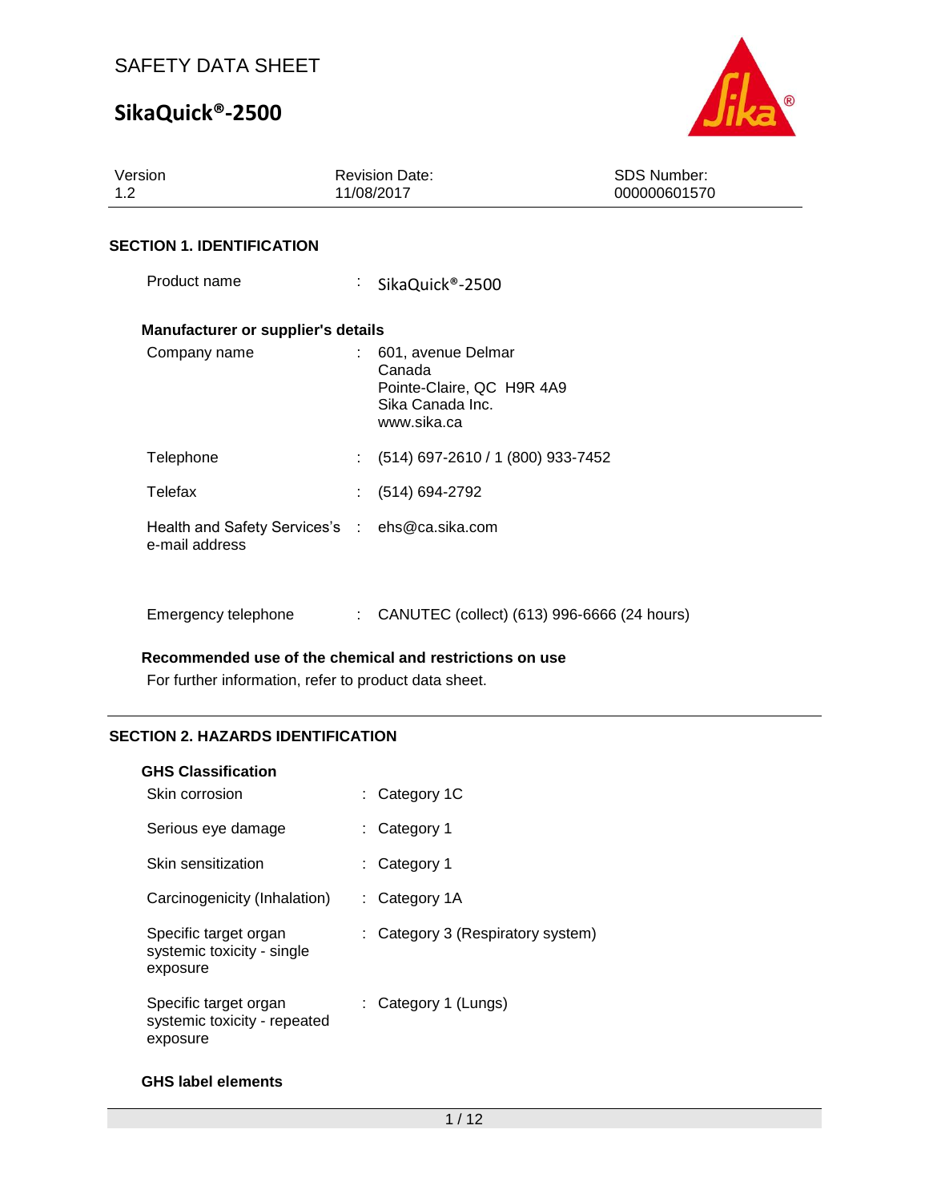# SAFETY DATA SHEET

## SikaQuick®-2500

| Version | Revision Date: | SDS Number: |
|---|---|---|
| 1.2 | 11/08/2017 | 000000601570 |

### SECTION 1. IDENTIFICATION

Product name : SikaQuick®-2500

**Manufacturer or supplier's details**

Company name : 601, avenue Delmar
Canada
Pointe-Claire, QC  H9R 4A9
Sika Canada Inc.
www.sika.ca

Telephone : (514) 697-2610 / 1 (800) 933-7452

Telefax : (514) 694-2792

Health and Safety Services's e-mail address : ehs@ca.sika.com

Emergency telephone : CANUTEC (collect) (613) 996-6666 (24 hours)

**Recommended use of the chemical and restrictions on use**

For further information, refer to product data sheet.

### SECTION 2. HAZARDS IDENTIFICATION

**GHS Classification**

Skin corrosion : Category 1C

Serious eye damage : Category 1

Skin sensitization : Category 1

Carcinogenicity (Inhalation) : Category 1A

Specific target organ systemic toxicity - single exposure : Category 3 (Respiratory system)

Specific target organ systemic toxicity - repeated exposure : Category 1 (Lungs)

**GHS label elements**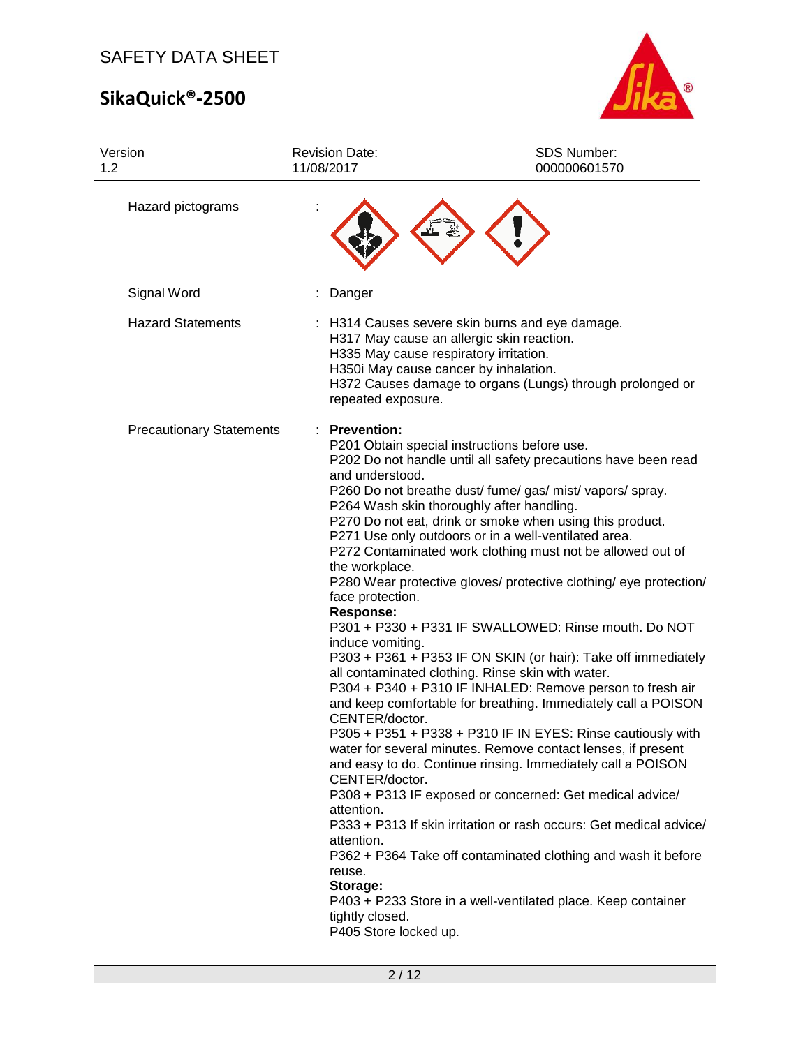| | | |
|---|---|---|
| Hazard pictograms | : | |
| Signal Word | : | Danger |
| Hazard Statements | : | H314 Causes severe skin burns and eye damage.<br>H317 May cause an allergic skin reaction.<br>H335 May cause respiratory irritation.<br>H350i May cause cancer by inhalation.<br>H372 Causes damage to organs (Lungs) through prolonged or repeated exposure. |
| Precautionary Statements | : | **Prevention:**<br>P201 Obtain special instructions before use.<br>P202 Do not handle until all safety precautions have been read and understood.<br>P260 Do not breathe dust/ fume/ gas/ mist/ vapors/ spray.<br>P264 Wash skin thoroughly after handling.<br>P270 Do not eat, drink or smoke when using this product.<br>P271 Use only outdoors or in a well-ventilated area.<br>P272 Contaminated work clothing must not be allowed out of the workplace.<br>P280 Wear protective gloves/ protective clothing/ eye protection/ face protection.<br>**Response:**<br>P301 + P330 + P331 IF SWALLOWED: Rinse mouth. Do NOT induce vomiting.<br>P303 + P361 + P353 IF ON SKIN (or hair): Take off immediately all contaminated clothing. Rinse skin with water.<br>P304 + P340 + P310 IF INHALED: Remove person to fresh air and keep comfortable for breathing. Immediately call a POISON CENTER/doctor.<br>P305 + P351 + P338 + P310 IF IN EYES: Rinse cautiously with water for several minutes. Remove contact lenses, if present and easy to do. Continue rinsing. Immediately call a POISON CENTER/doctor.<br>P308 + P313 IF exposed or concerned: Get medical advice/ attention.<br>P333 + P313 If skin irritation or rash occurs: Get medical advice/ attention.<br>P362 + P364 Take off contaminated clothing and wash it before reuse.<br>**Storage:**<br>P403 + P233 Store in a well-ventilated place. Keep container tightly closed.<br>P405 Store locked up. |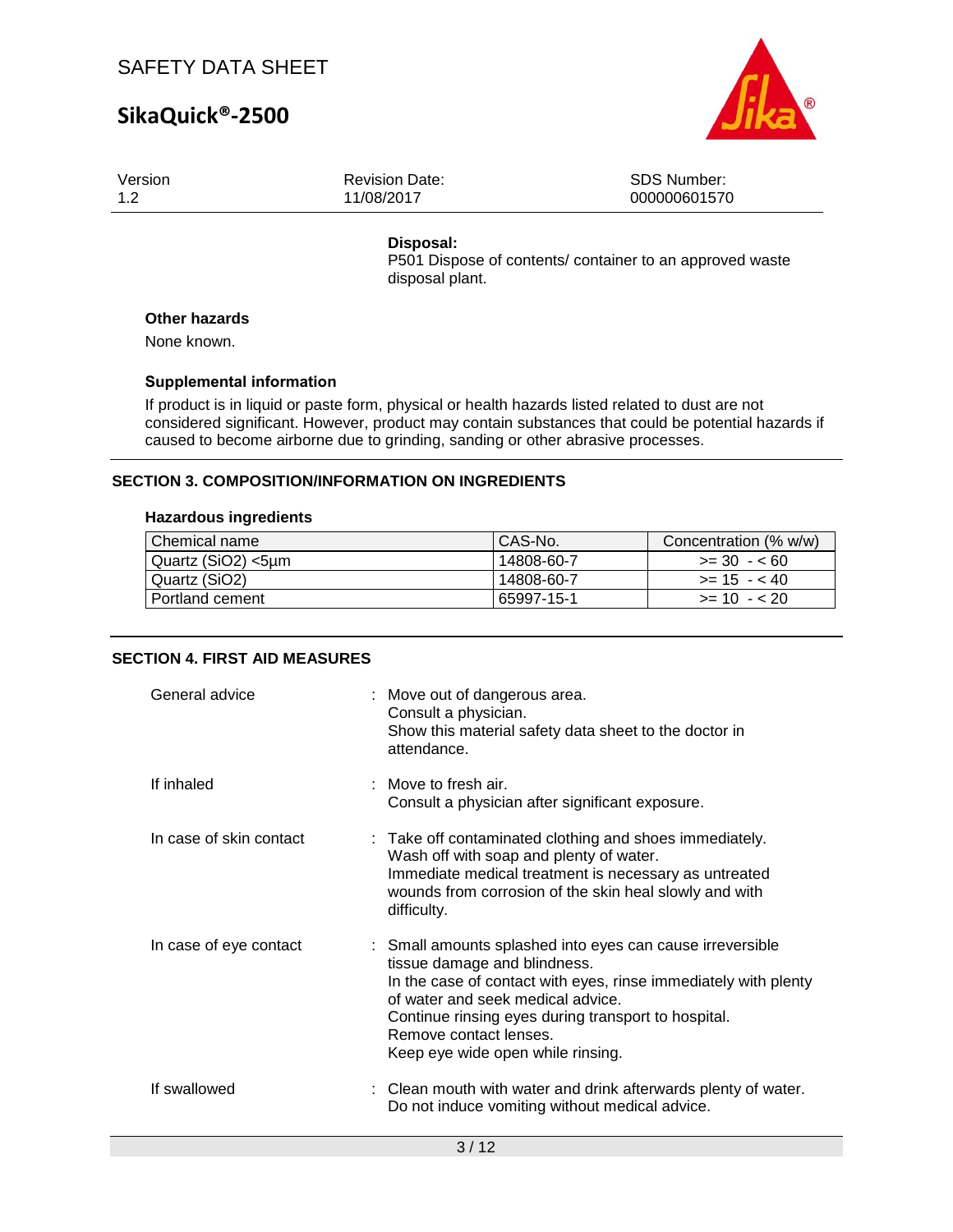**Disposal:**

P501 Dispose of contents/ container to an approved waste disposal plant.

### Other hazards

None known.

### Supplemental information

If product is in liquid or paste form, physical or health hazards listed related to dust are not considered significant. However, product may contain substances that could be potential hazards if caused to become airborne due to grinding, sanding or other abrasive processes.

## SECTION 3. COMPOSITION/INFORMATION ON INGREDIENTS

### Hazardous ingredients

| Chemical name | CAS-No. | Concentration (% w/w) |
| --- | --- | --- |
| Quartz ($SiO_2$) <5µm | 14808-60-7 | >= 30 - < 60 |
| Quartz ($SiO_2$) | 14808-60-7 | >= 15 - < 40 |
| Portland cement | 65997-15-1 | >= 10 - < 20 |

## SECTION 4. FIRST AID MEASURES

General advice
: Move out of dangerous area.
Consult a physician.
Show this material safety data sheet to the doctor in attendance.

If inhaled
: Move to fresh air.
Consult a physician after significant exposure.

In case of skin contact
: Take off contaminated clothing and shoes immediately.
Wash off with soap and plenty of water.
Immediate medical treatment is necessary as untreated wounds from corrosion of the skin heal slowly and with difficulty.

In case of eye contact
: Small amounts splashed into eyes can cause irreversible tissue damage and blindness.
In the case of contact with eyes, rinse immediately with plenty of water and seek medical advice.
Continue rinsing eyes during transport to hospital.
Remove contact lenses.
Keep eye wide open while rinsing.

If swallowed
: Clean mouth with water and drink afterwards plenty of water.
Do not induce vomiting without medical advice.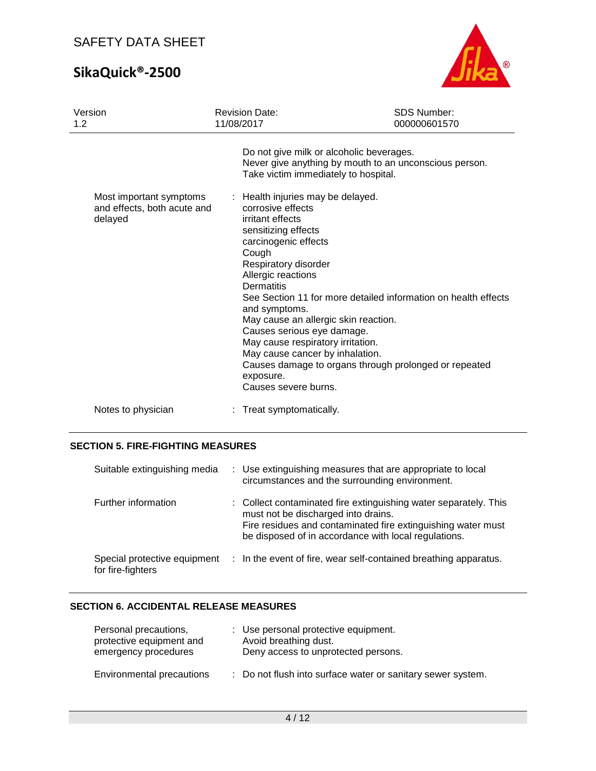Do not give milk or alcoholic beverages.
Never give anything by mouth to an unconscious person.
Take victim immediately to hospital.

| | |
|---|---|
| Most important symptoms and effects, both acute and delayed | : Health injuries may be delayed.<br>corrosive effects<br>irritant effects<br>sensitizing effects<br>carcinogenic effects<br>Cough<br>Respiratory disorder<br>Allergic reactions<br>Dermatitis<br>See Section 11 for more detailed information on health effects and symptoms.<br>May cause an allergic skin reaction.<br>Causes serious eye damage.<br>May cause respiratory irritation.<br>May cause cancer by inhalation.<br>Causes damage to organs through prolonged or repeated exposure.<br>Causes severe burns. |
| Notes to physician | : Treat symptomatically. |

## SECTION 5. FIRE-FIGHTING MEASURES

| | |
|---|---|
| Suitable extinguishing media | : Use extinguishing measures that are appropriate to local circumstances and the surrounding environment. |
| Further information | : Collect contaminated fire extinguishing water separately. This must not be discharged into drains.<br>Fire residues and contaminated fire extinguishing water must be disposed of in accordance with local regulations. |
| Special protective equipment for fire-fighters | : In the event of fire, wear self-contained breathing apparatus. |

## SECTION 6. ACCIDENTAL RELEASE MEASURES

| | |
|---|---|
| Personal precautions, protective equipment and emergency procedures | : Use personal protective equipment.<br>Avoid breathing dust.<br>Deny access to unprotected persons. |
| Environmental precautions | : Do not flush into surface water or sanitary sewer system. |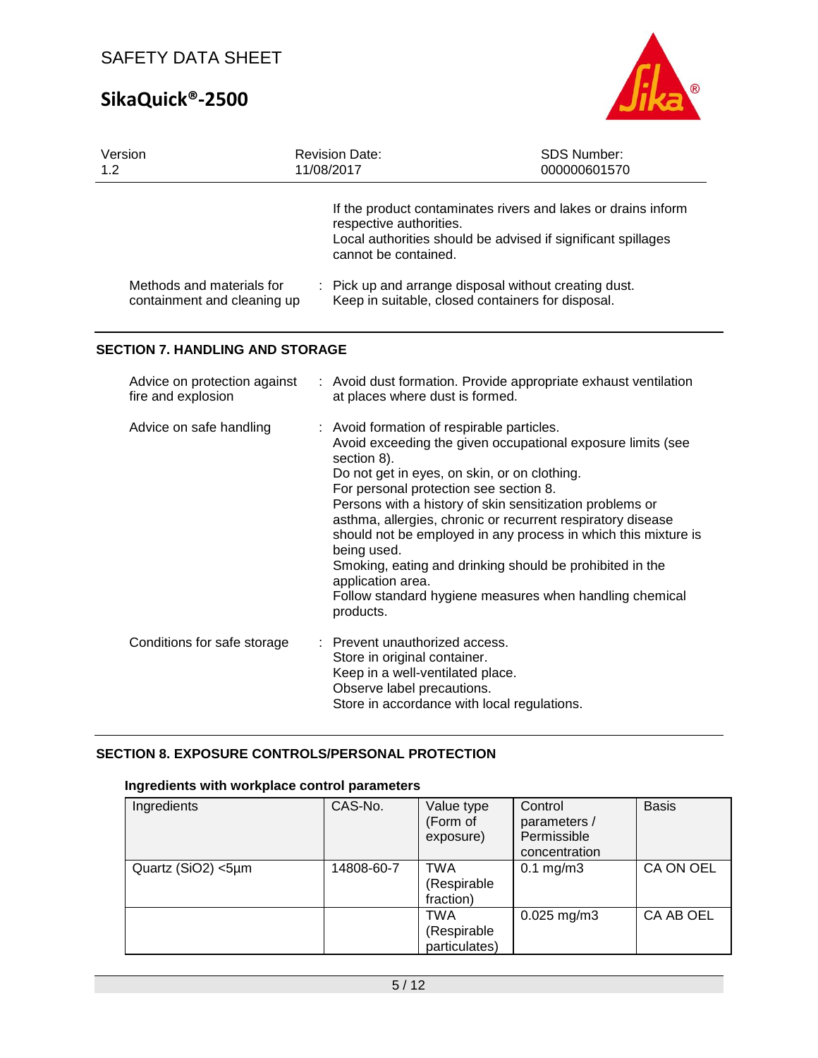If the product contaminates rivers and lakes or drains inform respective authorities.
Local authorities should be advised if significant spillages cannot be contained.

Methods and materials for containment and cleaning up : Pick up and arrange disposal without creating dust.
Keep in suitable, closed containers for disposal.

## SECTION 7. HANDLING AND STORAGE

Advice on protection against fire and explosion : Avoid dust formation. Provide appropriate exhaust ventilation at places where dust is formed.

Advice on safe handling : Avoid formation of respirable particles.
Avoid exceeding the given occupational exposure limits (see section 8).
Do not get in eyes, on skin, or on clothing.
For personal protection see section 8.
Persons with a history of skin sensitization problems or asthma, allergies, chronic or recurrent respiratory disease should not be employed in any process in which this mixture is being used.
Smoking, eating and drinking should be prohibited in the application area.
Follow standard hygiene measures when handling chemical products.

Conditions for safe storage : Prevent unauthorized access.
Store in original container.
Keep in a well-ventilated place.
Observe label precautions.
Store in accordance with local regulations.

## SECTION 8. EXPOSURE CONTROLS/PERSONAL PROTECTION

### Ingredients with workplace control parameters

| Ingredients | CAS-No. | Value type (Form of exposure) | Control parameters / Permissible concentration | Basis |
|---|---|---|---|---|
| Quartz ($SiO_2$) <5µm | 14808-60-7 | TWA (Respirable fraction) | 0.1 mg/m3 | CA ON OEL |
| | | TWA (Respirable particulates) | 0.025 mg/m3 | CA AB OEL |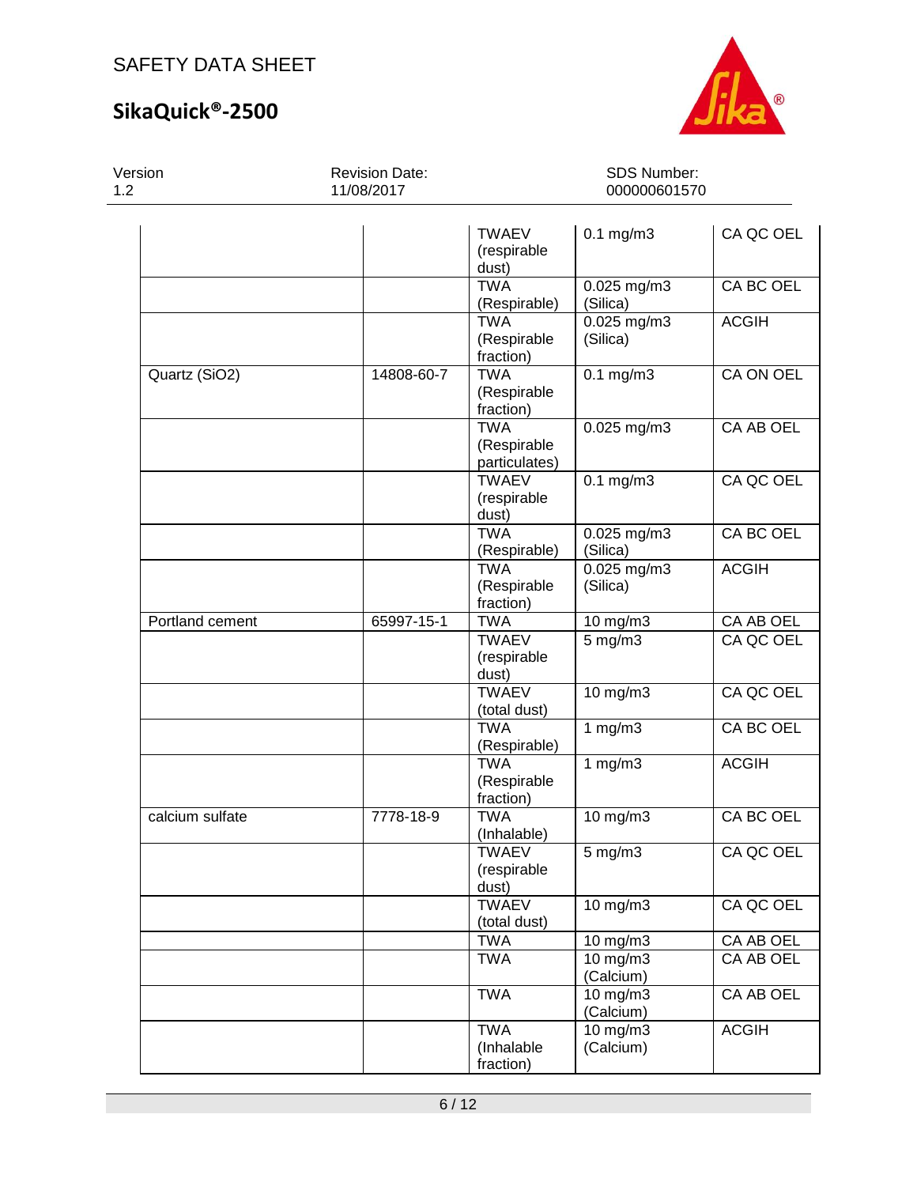| | | | | |
|---|---|---|---|---|
| | | TWAEV (respirable dust) | 0.1 mg/m3 | CA QC OEL |
| | | TWA (Respirable) | 0.025 mg/m3 (Silica) | CA BC OEL |
| | | TWA (Respirable fraction) | 0.025 mg/m3 (Silica) | ACGIH |
| Quartz ($SiO_2$) | 14808-60-7 | TWA (Respirable fraction) | 0.1 mg/m3 | CA ON OEL |
| | | TWA (Respirable particulates) | 0.025 mg/m3 | CA AB OEL |
| | | TWAEV (respirable dust) | 0.1 mg/m3 | CA QC OEL |
| | | TWA (Respirable) | 0.025 mg/m3 (Silica) | CA BC OEL |
| | | TWA (Respirable fraction) | 0.025 mg/m3 (Silica) | ACGIH |
| Portland cement | 65997-15-1 | TWA | 10 mg/m3 | CA AB OEL |
| | | TWAEV (respirable dust) | 5 mg/m3 | CA QC OEL |
| | | TWAEV (total dust) | 10 mg/m3 | CA QC OEL |
| | | TWA (Respirable) | 1 mg/m3 | CA BC OEL |
| | | TWA (Respirable fraction) | 1 mg/m3 | ACGIH |
| calcium sulfate | 7778-18-9 | TWA (Inhalable) | 10 mg/m3 | CA BC OEL |
| | | TWAEV (respirable dust) | 5 mg/m3 | CA QC OEL |
| | | TWAEV (total dust) | 10 mg/m3 | CA QC OEL |
| | | TWA | 10 mg/m3 | CA AB OEL |
| | | TWA | 10 mg/m3 (Calcium) | CA AB OEL |
| | | TWA | 10 mg/m3 (Calcium) | CA AB OEL |
| | | TWA (Inhalable fraction) | 10 mg/m3 (Calcium) | ACGIH |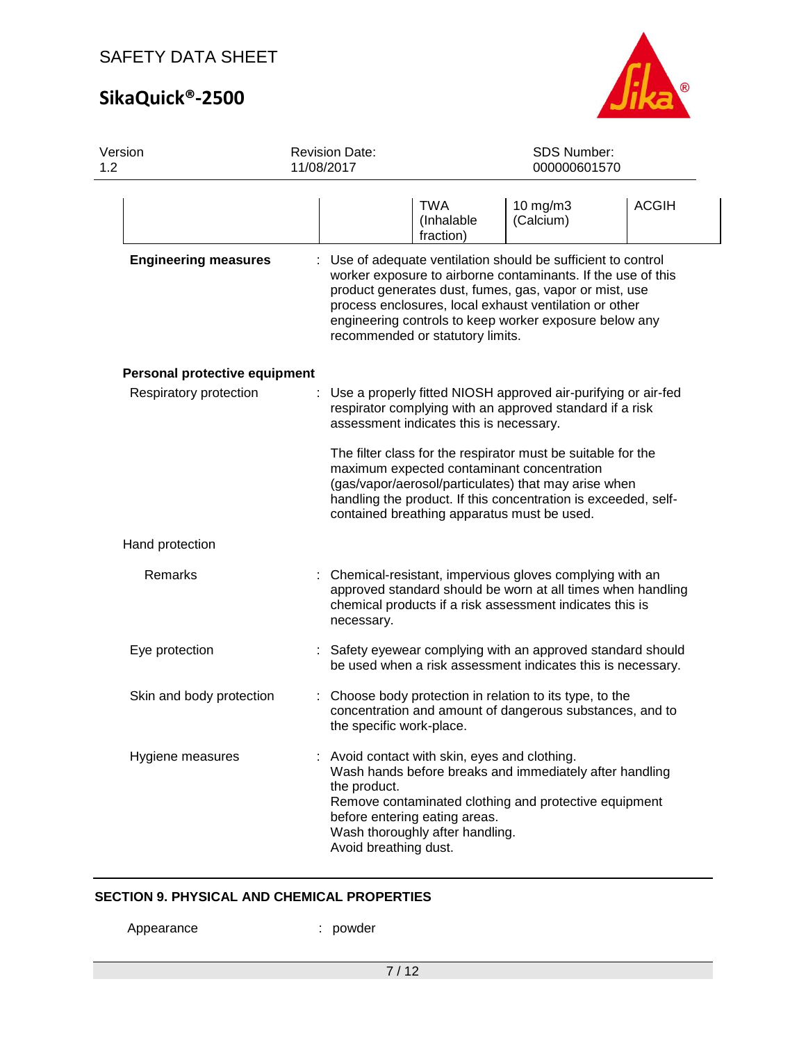| | | TWA (Inhalable fraction) | 10 mg/m3 (Calcium) | ACGIH |
|---|---|---|---|---|

**Engineering measures** : Use of adequate ventilation should be sufficient to control worker exposure to airborne contaminants. If the use of this product generates dust, fumes, gas, vapor or mist, use process enclosures, local exhaust ventilation or other engineering controls to keep worker exposure below any recommended or statutory limits.

**Personal protective equipment**

Respiratory protection : Use a properly fitted NIOSH approved air-purifying or air-fed respirator complying with an approved standard if a risk assessment indicates this is necessary.

The filter class for the respirator must be suitable for the maximum expected contaminant concentration (gas/vapor/aerosol/particulates) that may arise when handling the product. If this concentration is exceeded, self-contained breathing apparatus must be used.

Hand protection

Remarks : Chemical-resistant, impervious gloves complying with an approved standard should be worn at all times when handling chemical products if a risk assessment indicates this is necessary.

Eye protection : Safety eyewear complying with an approved standard should be used when a risk assessment indicates this is necessary.

Skin and body protection : Choose body protection in relation to its type, to the concentration and amount of dangerous substances, and to the specific work-place.

Hygiene measures : Avoid contact with skin, eyes and clothing.
Wash hands before breaks and immediately after handling the product.
Remove contaminated clothing and protective equipment before entering eating areas.
Wash thoroughly after handling.
Avoid breathing dust.

## SECTION 9. PHYSICAL AND CHEMICAL PROPERTIES

Appearance : powder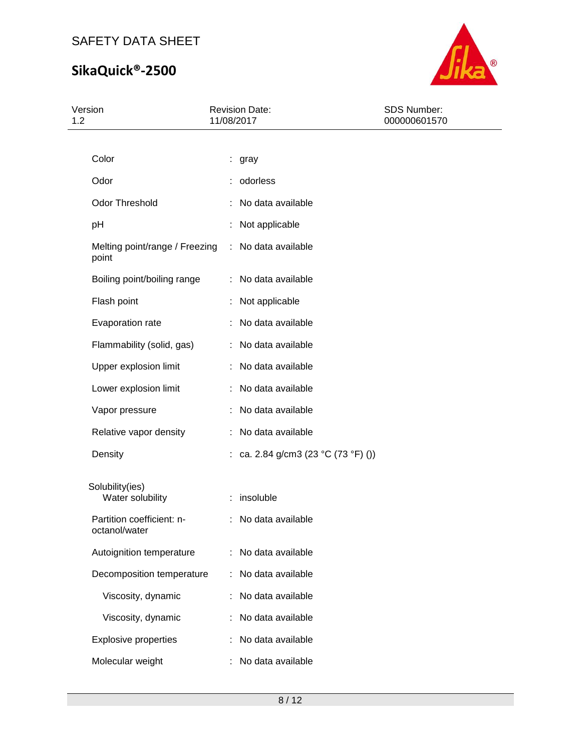| | | |
|---|---|---|
| Color | : | gray |
| Odor | : | odorless |
| Odor Threshold | : | No data available |
| pH | : | Not applicable |
| Melting point/range / Freezing point | : | No data available |
| Boiling point/boiling range | : | No data available |
| Flash point | : | Not applicable |
| Evaporation rate | : | No data available |
| Flammability (solid, gas) | : | No data available |
| Upper explosion limit | : | No data available |
| Lower explosion limit | : | No data available |
| Vapor pressure | : | No data available |
| Relative vapor density | : | No data available |
| Density | : | ca. 2.84 g/cm3 (23 °C (73 °F) ()) |
| Solubility(ies) | | |
| Water solubility | : | insoluble |
| Partition coefficient: n-octanol/water | : | No data available |
| Autoignition temperature | : | No data available |
| Decomposition temperature | : | No data available |
| Viscosity, dynamic | : | No data available |
| Viscosity, dynamic | : | No data available |
| Explosive properties | : | No data available |
| Molecular weight | : | No data available |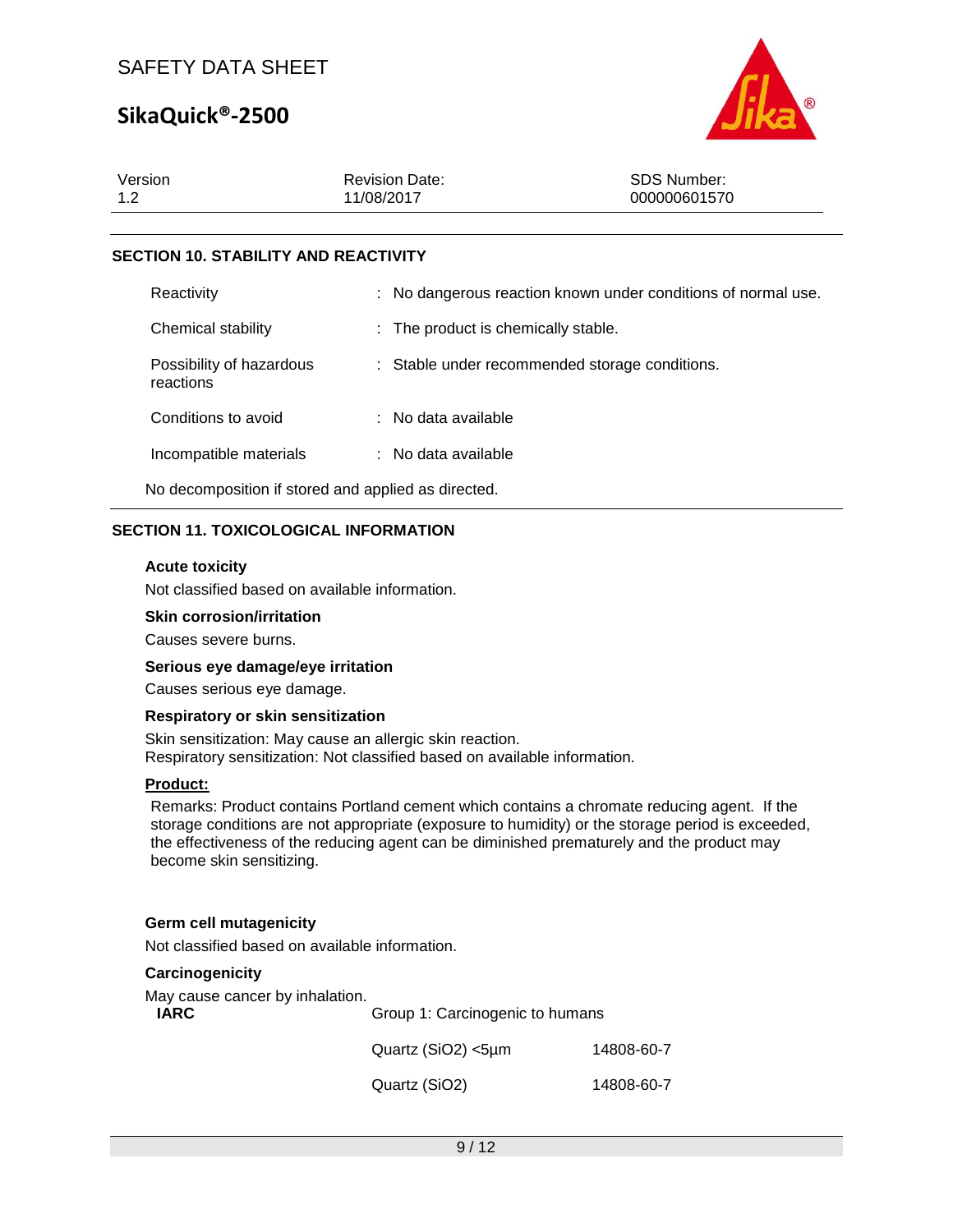## SECTION 10. STABILITY AND REACTIVITY

| | |
|---|---|
| Reactivity | : No dangerous reaction known under conditions of normal use. |
| Chemical stability | : The product is chemically stable. |
| Possibility of hazardous reactions | : Stable under recommended storage conditions. |
| Conditions to avoid | : No data available |
| Incompatible materials | : No data available |

No decomposition if stored and applied as directed.

## SECTION 11. TOXICOLOGICAL INFORMATION

**Acute toxicity**

Not classified based on available information.

**Skin corrosion/irritation**

Causes severe burns.

**Serious eye damage/eye irritation**

Causes serious eye damage.

**Respiratory or skin sensitization**

Skin sensitization: May cause an allergic skin reaction.
Respiratory sensitization: Not classified based on available information.

**Product:**

Remarks: Product contains Portland cement which contains a chromate reducing agent. If the storage conditions are not appropriate (exposure to humidity) or the storage period is exceeded, the effectiveness of the reducing agent can be diminished prematurely and the product may become skin sensitizing.

**Germ cell mutagenicity**

Not classified based on available information.

**Carcinogenicity**

May cause cancer by inhalation.

| | | |
|---|---|---|
| **IARC** | Group 1: Carcinogenic to humans | |
| | Quartz ($SiO_2$) <5µm | 14808-60-7 |
| | Quartz ($SiO_2$) | 14808-60-7 |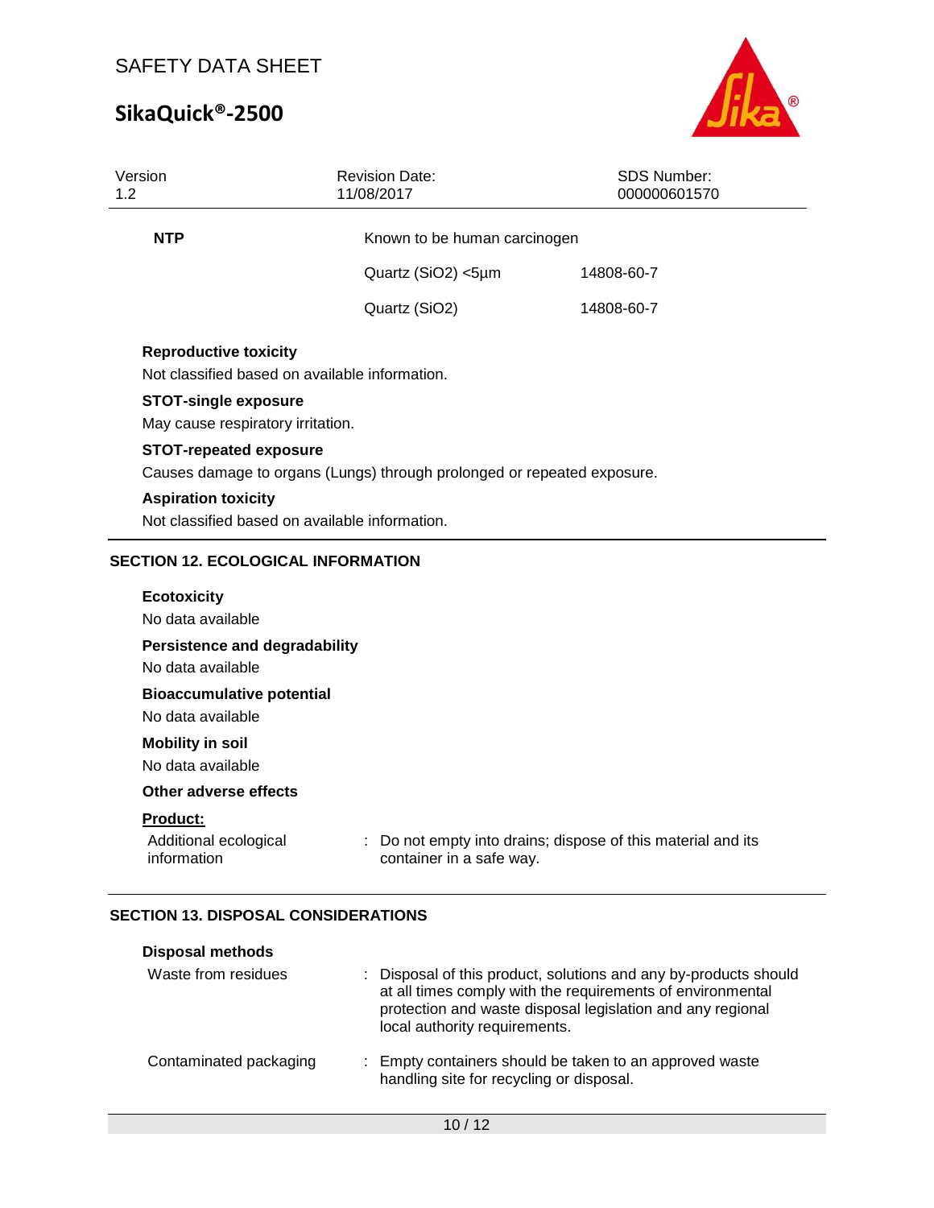| NTP | Known to be human carcinogen | |
|---|---|---|
| | Quartz ($SiO_2$) <5µm | 14808-60-7 |
| | Quartz ($SiO_2$) | 14808-60-7 |

**Reproductive toxicity**

Not classified based on available information.

**STOT-single exposure**

May cause respiratory irritation.

**STOT-repeated exposure**

Causes damage to organs (Lungs) through prolonged or repeated exposure.

**Aspiration toxicity**

Not classified based on available information.

## SECTION 12. ECOLOGICAL INFORMATION

**Ecotoxicity**

No data available

**Persistence and degradability**

No data available

**Bioaccumulative potential**

No data available

**Mobility in soil**

No data available

**Other adverse effects**

**Product:**

Additional ecological information : Do not empty into drains; dispose of this material and its container in a safe way.

## SECTION 13. DISPOSAL CONSIDERATIONS

**Disposal methods**

Waste from residues : Disposal of this product, solutions and any by-products should at all times comply with the requirements of environmental protection and waste disposal legislation and any regional local authority requirements.

Contaminated packaging : Empty containers should be taken to an approved waste handling site for recycling or disposal.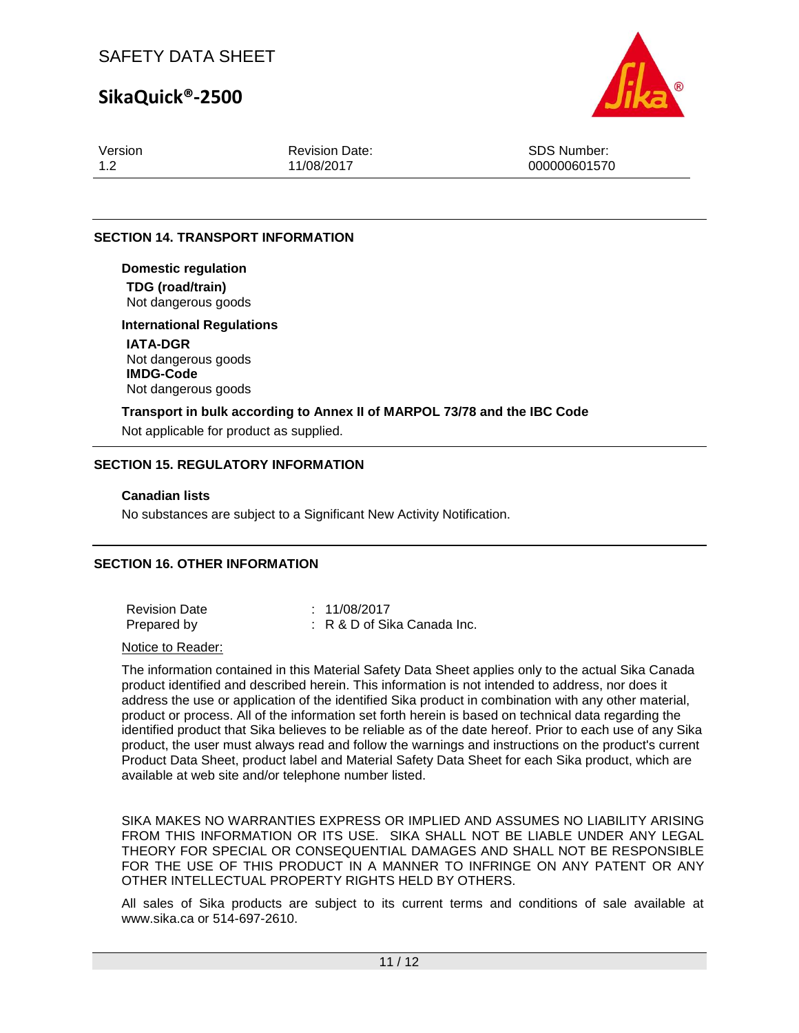## SECTION 14. TRANSPORT INFORMATION

**Domestic regulation**

**TDG (road/train)**
Not dangerous goods

**International Regulations**

**IATA-DGR**
Not dangerous goods

**IMDG-Code**
Not dangerous goods

**Transport in bulk according to Annex II of MARPOL 73/78 and the IBC Code**

Not applicable for product as supplied.

## SECTION 15. REGULATORY INFORMATION

**Canadian lists**

No substances are subject to a Significant New Activity Notification.

## SECTION 16. OTHER INFORMATION

| | |
|---|---|
| Revision Date | : 11/08/2017 |
| Prepared by | : R & D of Sika Canada Inc. |

Notice to Reader:

The information contained in this Material Safety Data Sheet applies only to the actual Sika Canada product identified and described herein. This information is not intended to address, nor does it address the use or application of the identified Sika product in combination with any other material, product or process. All of the information set forth herein is based on technical data regarding the identified product that Sika believes to be reliable as of the date hereof. Prior to each use of any Sika product, the user must always read and follow the warnings and instructions on the product's current Product Data Sheet, product label and Material Safety Data Sheet for each Sika product, which are available at web site and/or telephone number listed.

SIKA MAKES NO WARRANTIES EXPRESS OR IMPLIED AND ASSUMES NO LIABILITY ARISING FROM THIS INFORMATION OR ITS USE. SIKA SHALL NOT BE LIABLE UNDER ANY LEGAL THEORY FOR SPECIAL OR CONSEQUENTIAL DAMAGES AND SHALL NOT BE RESPONSIBLE FOR THE USE OF THIS PRODUCT IN A MANNER TO INFRINGE ON ANY PATENT OR ANY OTHER INTELLECTUAL PROPERTY RIGHTS HELD BY OTHERS.

All sales of Sika products are subject to its current terms and conditions of sale available at www.sika.ca or 514-697-2610.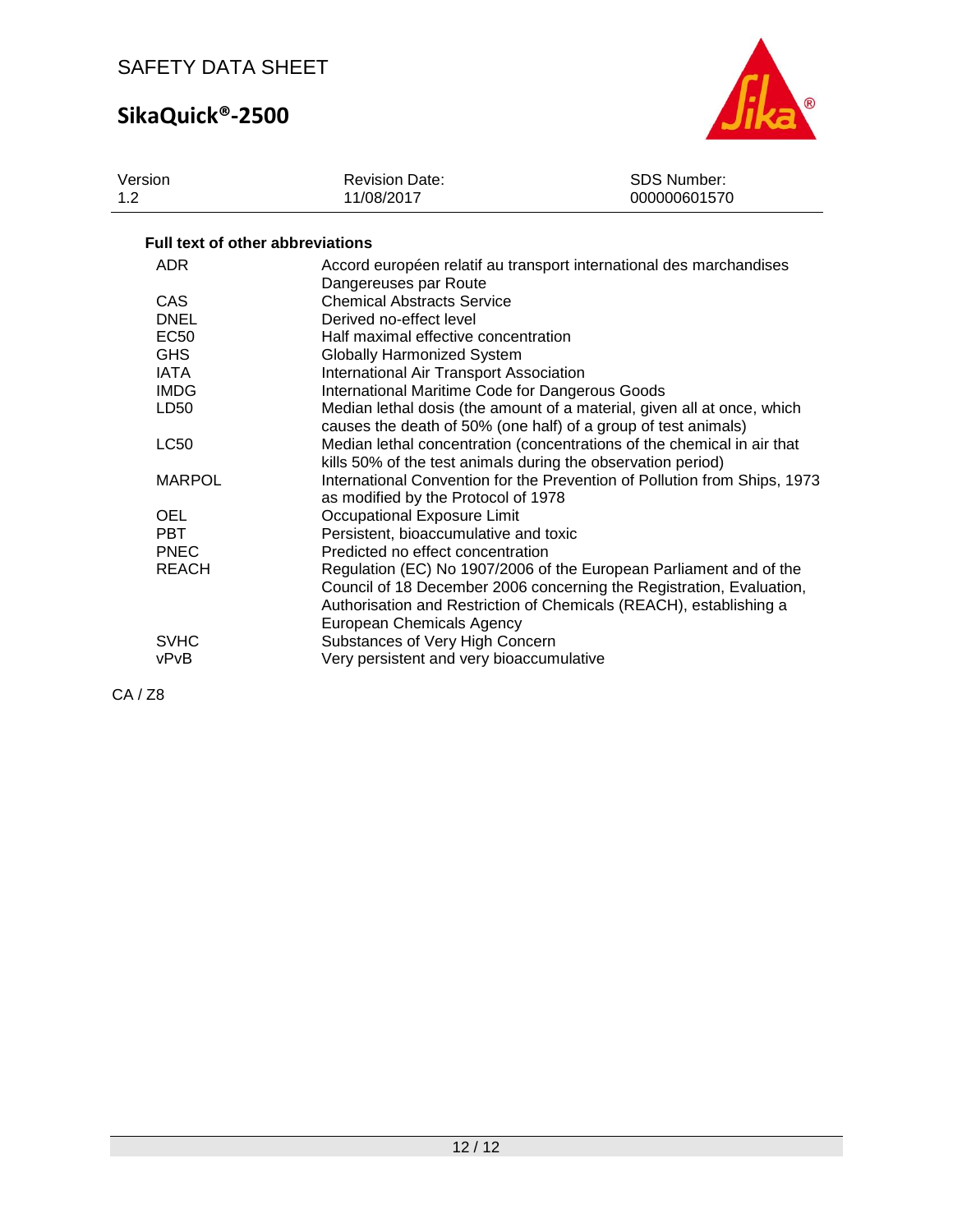SAFETY DATA SHEET

# SikaQuick®-2500

| Version | Revision Date: | SDS Number: |
| --- | --- | --- |
| 1.2 | 11/08/2017 | 000000601570 |

### Full text of other abbreviations

| | |
| --- | --- |
| ADR | Accord européen relatif au transport international des marchandises Dangereuses par Route |
| CAS | Chemical Abstracts Service |
| DNEL | Derived no-effect level |
| EC50 | Half maximal effective concentration |
| GHS | Globally Harmonized System |
| IATA | International Air Transport Association |
| IMDG | International Maritime Code for Dangerous Goods |
| LD50 | Median lethal dosis (the amount of a material, given all at once, which causes the death of 50% (one half) of a group of test animals) |
| LC50 | Median lethal concentration (concentrations of the chemical in air that kills 50% of the test animals during the observation period) |
| MARPOL | International Convention for the Prevention of Pollution from Ships, 1973 as modified by the Protocol of 1978 |
| OEL | Occupational Exposure Limit |
| PBT | Persistent, bioaccumulative and toxic |
| PNEC | Predicted no effect concentration |
| REACH | Regulation (EC) No 1907/2006 of the European Parliament and of the Council of 18 December 2006 concerning the Registration, Evaluation, Authorisation and Restriction of Chemicals (REACH), establishing a European Chemicals Agency |
| SVHC | Substances of Very High Concern |
| vPvB | Very persistent and very bioaccumulative |

CA / Z8